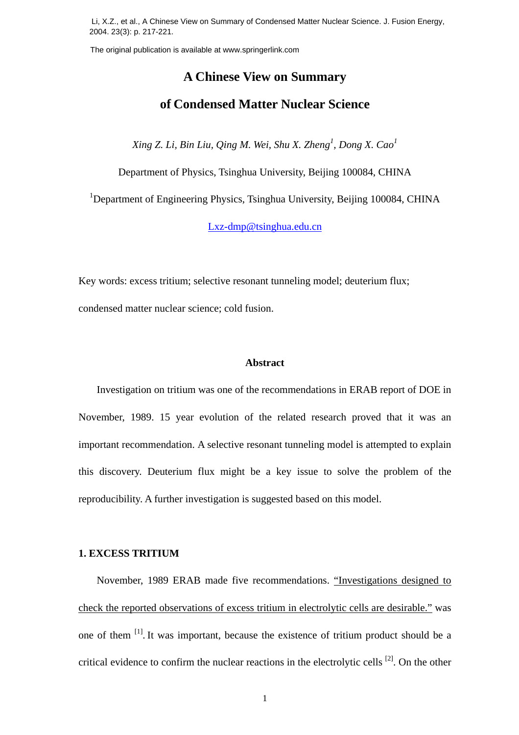Li, X.Z., et al., A Chinese View on Summary of Condensed Matter Nuclear Science. J. Fusion Energy, 2004. 23(3): p. 217-221.

The original publication is available at www.springerlink.com

# A Chinese View on Summary of Condensed Matter Nuclear Science

*Xing Z. Li, Bin Liu, Qing M. Wei, Shu X. Zheng[1], Dong X. Cao[1]*

Department of Physics, Tsinghua University, Beijing 100084, CHINA

[1]Department of Engineering Physics, Tsinghua University, Beijing 100084, CHINA

Lxz-dmp@tsinghua.edu.cn

Key words: excess tritium; selective resonant tunneling model; deuterium flux; condensed matter nuclear science; cold fusion.

## Abstract

Investigation on tritium was one of the recommendations in ERAB report of DOE in November, 1989. 15 year evolution of the related research proved that it was an important recommendation. A selective resonant tunneling model is attempted to explain this discovery. Deuterium flux might be a key issue to solve the problem of the reproducibility. A further investigation is suggested based on this model.

## 1. EXCESS TRITIUM

November, 1989 ERAB made five recommendations. "Investigations designed to check the reported observations of excess tritium in electrolytic cells are desirable." was one of them [1]. It was important, because the existence of tritium product should be a critical evidence to confirm the nuclear reactions in the electrolytic cells [2]. On the other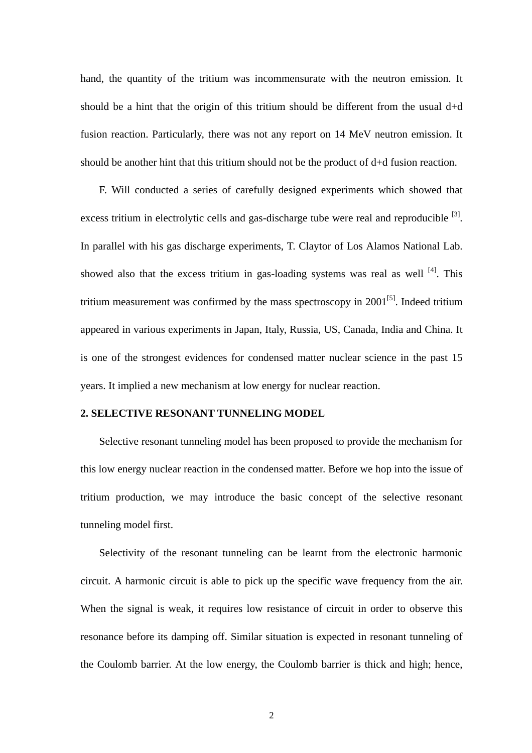hand, the quantity of the tritium was incommensurate with the neutron emission. It should be a hint that the origin of this tritium should be different from the usual d+d fusion reaction. Particularly, there was not any report on 14 MeV neutron emission. It should be another hint that this tritium should not be the product of d+d fusion reaction.

F. Will conducted a series of carefully designed experiments which showed that excess tritium in electrolytic cells and gas-discharge tube were real and reproducible [3]. In parallel with his gas discharge experiments, T. Claytor of Los Alamos National Lab. showed also that the excess tritium in gas-loading systems was real as well [4]. This tritium measurement was confirmed by the mass spectroscopy in 2001[5]. Indeed tritium appeared in various experiments in Japan, Italy, Russia, US, Canada, India and China. It is one of the strongest evidences for condensed matter nuclear science in the past 15 years. It implied a new mechanism at low energy for nuclear reaction.

## 2. SELECTIVE RESONANT TUNNELING MODEL

Selective resonant tunneling model has been proposed to provide the mechanism for this low energy nuclear reaction in the condensed matter. Before we hop into the issue of tritium production, we may introduce the basic concept of the selective resonant tunneling model first.

Selectivity of the resonant tunneling can be learnt from the electronic harmonic circuit. A harmonic circuit is able to pick up the specific wave frequency from the air. When the signal is weak, it requires low resistance of circuit in order to observe this resonance before its damping off. Similar situation is expected in resonant tunneling of the Coulomb barrier. At the low energy, the Coulomb barrier is thick and high; hence,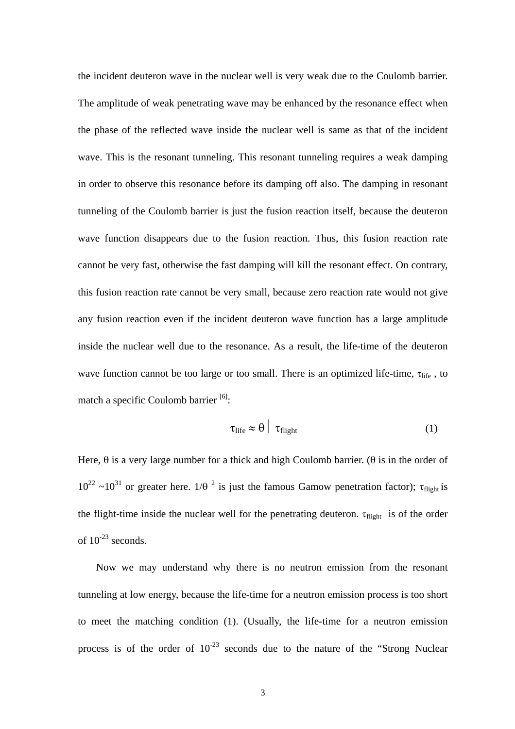the incident deuteron wave in the nuclear well is very weak due to the Coulomb barrier. The amplitude of weak penetrating wave may be enhanced by the resonance effect when the phase of the reflected wave inside the nuclear well is same as that of the incident wave. This is the resonant tunneling. This resonant tunneling requires a weak damping in order to observe this resonance before its damping off also. The damping in resonant tunneling of the Coulomb barrier is just the fusion reaction itself, because the deuteron wave function disappears due to the fusion reaction. Thus, this fusion reaction rate cannot be very fast, otherwise the fast damping will kill the resonant effect. On contrary, this fusion reaction rate cannot be very small, because zero reaction rate would not give any fusion reaction even if the incident deuteron wave function has a large amplitude inside the nuclear well due to the resonance. As a result, the life-time of the deuteron wave function cannot be too large or too small. There is an optimized life-time, $\tau_{life}$ , to match a specific Coulomb barrier [6]:

$$\tau_{life} \approx \theta \mid \tau_{flight} \qquad (1)$$

Here, $\theta$ is a very large number for a thick and high Coulomb barrier. ($\theta$ is in the order of $10^{22}$ ~$10^{31}$ or greater here. $1/\theta^{2}$ is just the famous Gamow penetration factor); $\tau_{flight}$ is the flight-time inside the nuclear well for the penetrating deuteron. $\tau_{flight}$ is of the order of $10^{-23}$ seconds.

Now we may understand why there is no neutron emission from the resonant tunneling at low energy, because the life-time for a neutron emission process is too short to meet the matching condition (1). (Usually, the life-time for a neutron emission process is of the order of $10^{-23}$ seconds due to the nature of the "Strong Nuclear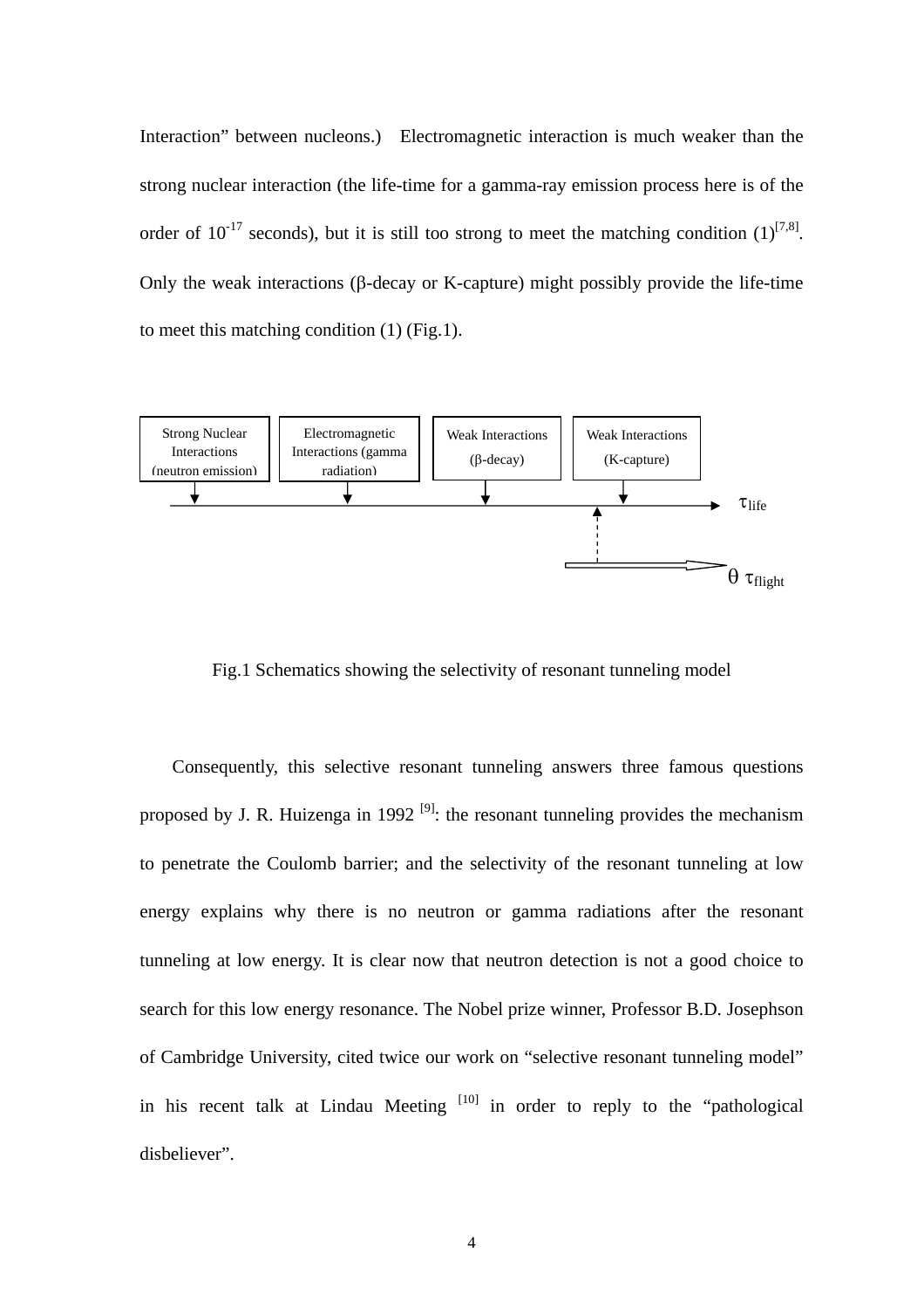Interaction" between nucleons.)  Electromagnetic interaction is much weaker than the strong nuclear interaction (the life-time for a gamma-ray emission process here is of the order of $10^{-17}$ seconds), but it is still too strong to meet the matching condition (1)[7,8]. Only the weak interactions (β-decay or K-capture) might possibly provide the life-time to meet this matching condition (1) (Fig.1).

| Strong Nuclear Interactions (neutron emission) | Electromagnetic Interactions (gamma radiation) | Weak Interactions (β-decay) | Weak Interactions (K-capture) |
|---|---|---|---|

$\tau_{life}$

$\theta\ \tau_{flight}$

Fig.1 Schematics showing the selectivity of resonant tunneling model

Consequently, this selective resonant tunneling answers three famous questions proposed by J. R. Huizenga in 1992 [9]: the resonant tunneling provides the mechanism to penetrate the Coulomb barrier; and the selectivity of the resonant tunneling at low energy explains why there is no neutron or gamma radiations after the resonant tunneling at low energy. It is clear now that neutron detection is not a good choice to search for this low energy resonance. The Nobel prize winner, Professor B.D. Josephson of Cambridge University, cited twice our work on "selective resonant tunneling model" in his recent talk at Lindau Meeting [10] in order to reply to the "pathological disbeliever".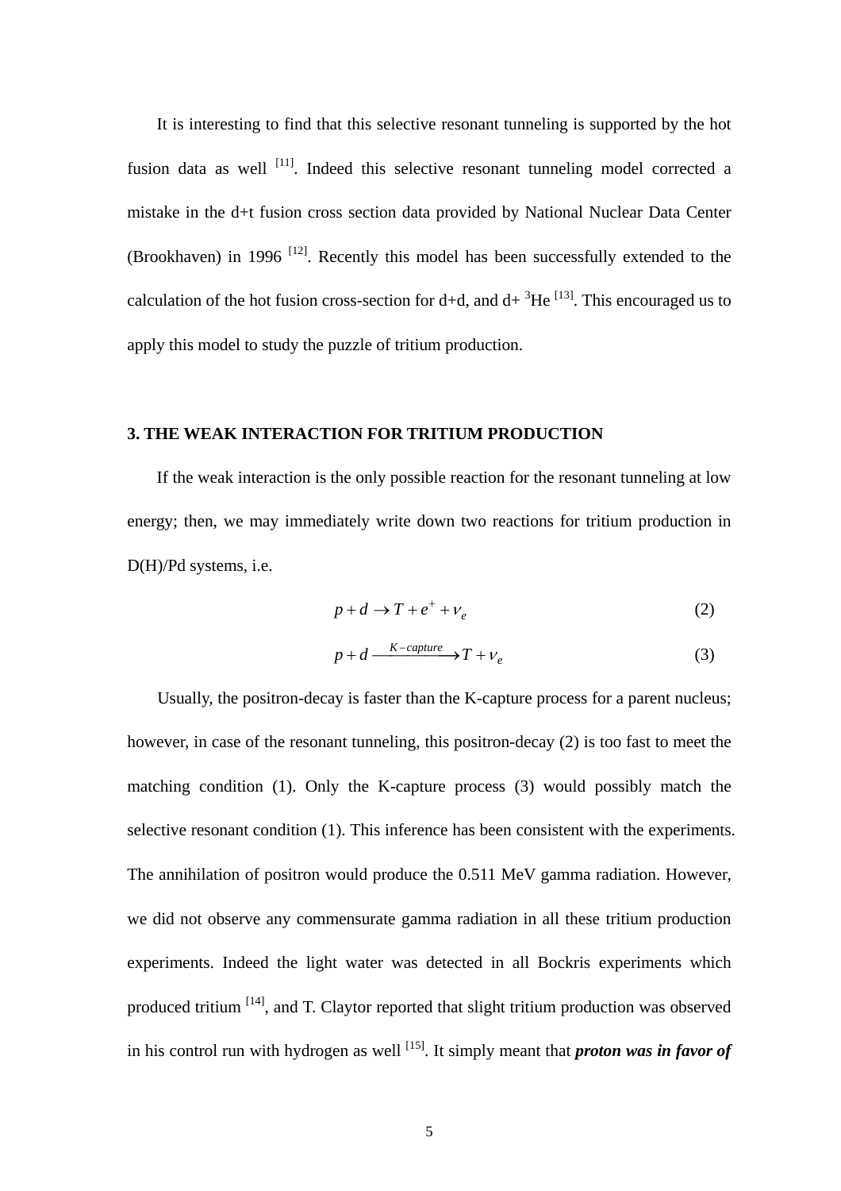It is interesting to find that this selective resonant tunneling is supported by the hot fusion data as well [11]. Indeed this selective resonant tunneling model corrected a mistake in the d+t fusion cross section data provided by National Nuclear Data Center (Brookhaven) in 1996 [12]. Recently this model has been successfully extended to the calculation of the hot fusion cross-section for d+d, and d+ $^3$He [13]. This encouraged us to apply this model to study the puzzle of tritium production.

### 3. THE WEAK INTERACTION FOR TRITIUM PRODUCTION

If the weak interaction is the only possible reaction for the resonant tunneling at low energy; then, we may immediately write down two reactions for tritium production in D(H)/Pd systems, i.e.

$$p + d \rightarrow T + e^{+} + \nu_{e} \tag{2}$$

$$p + d \xrightarrow{K-capture} T + \nu_{e} \tag{3}$$

Usually, the positron-decay is faster than the K-capture process for a parent nucleus; however, in case of the resonant tunneling, this positron-decay (2) is too fast to meet the matching condition (1). Only the K-capture process (3) would possibly match the selective resonant condition (1). This inference has been consistent with the experiments. The annihilation of positron would produce the 0.511 MeV gamma radiation. However, we did not observe any commensurate gamma radiation in all these tritium production experiments. Indeed the light water was detected in all Bockris experiments which produced tritium [14], and T. Claytor reported that slight tritium production was observed in his control run with hydrogen as well [15]. It simply meant that ***proton was in favor of***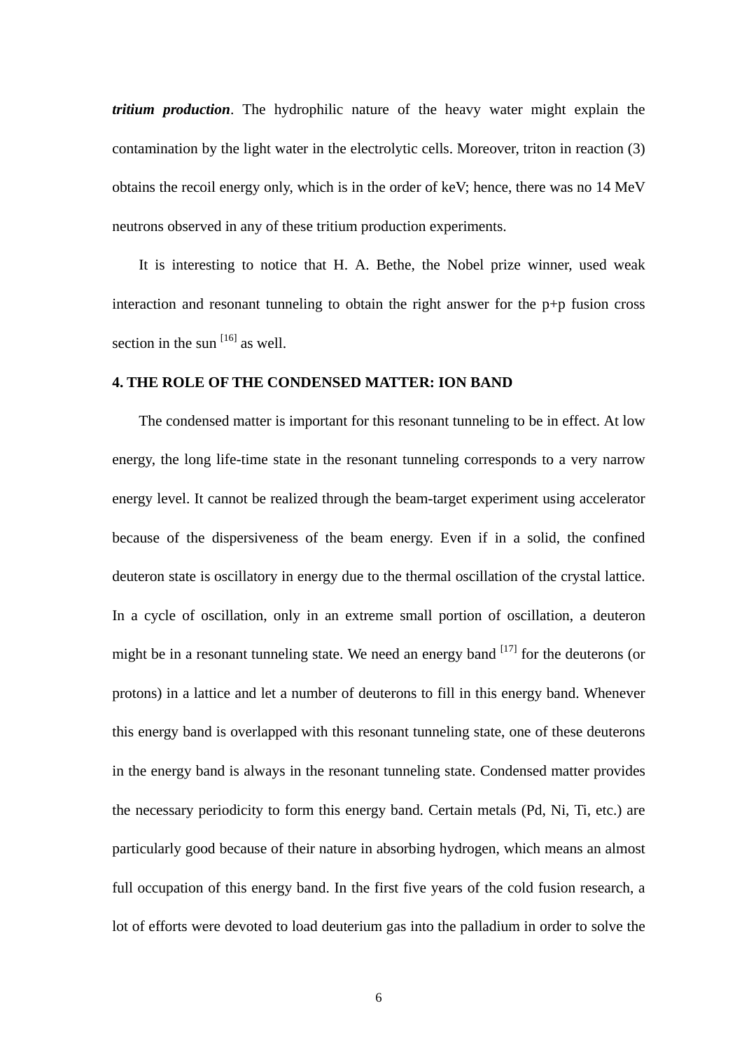***tritium production***. The hydrophilic nature of the heavy water might explain the contamination by the light water in the electrolytic cells. Moreover, triton in reaction (3) obtains the recoil energy only, which is in the order of keV; hence, there was no 14 MeV neutrons observed in any of these tritium production experiments.

It is interesting to notice that H. A. Bethe, the Nobel prize winner, used weak interaction and resonant tunneling to obtain the right answer for the p+p fusion cross section in the sun [16] as well.

## 4. THE ROLE OF THE CONDENSED MATTER: ION BAND

The condensed matter is important for this resonant tunneling to be in effect. At low energy, the long life-time state in the resonant tunneling corresponds to a very narrow energy level. It cannot be realized through the beam-target experiment using accelerator because of the dispersiveness of the beam energy. Even if in a solid, the confined deuteron state is oscillatory in energy due to the thermal oscillation of the crystal lattice. In a cycle of oscillation, only in an extreme small portion of oscillation, a deuteron might be in a resonant tunneling state. We need an energy band [17] for the deuterons (or protons) in a lattice and let a number of deuterons to fill in this energy band. Whenever this energy band is overlapped with this resonant tunneling state, one of these deuterons in the energy band is always in the resonant tunneling state. Condensed matter provides the necessary periodicity to form this energy band. Certain metals (Pd, Ni, Ti, etc.) are particularly good because of their nature in absorbing hydrogen, which means an almost full occupation of this energy band. In the first five years of the cold fusion research, a lot of efforts were devoted to load deuterium gas into the palladium in order to solve the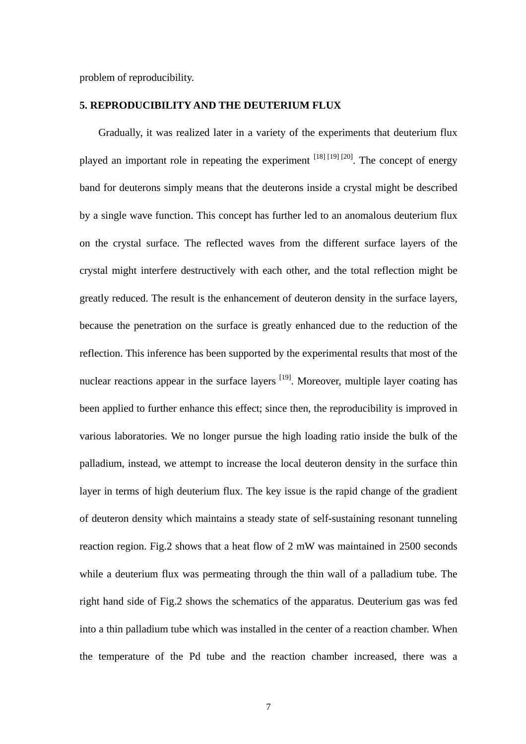problem of reproducibility.

**5. REPRODUCIBILITY AND THE DEUTERIUM FLUX**

Gradually, it was realized later in a variety of the experiments that deuterium flux played an important role in repeating the experiment [18] [19] [20]. The concept of energy band for deuterons simply means that the deuterons inside a crystal might be described by a single wave function. This concept has further led to an anomalous deuterium flux on the crystal surface. The reflected waves from the different surface layers of the crystal might interfere destructively with each other, and the total reflection might be greatly reduced. The result is the enhancement of deuteron density in the surface layers, because the penetration on the surface is greatly enhanced due to the reduction of the reflection. This inference has been supported by the experimental results that most of the nuclear reactions appear in the surface layers [19]. Moreover, multiple layer coating has been applied to further enhance this effect; since then, the reproducibility is improved in various laboratories. We no longer pursue the high loading ratio inside the bulk of the palladium, instead, we attempt to increase the local deuteron density in the surface thin layer in terms of high deuterium flux. The key issue is the rapid change of the gradient of deuteron density which maintains a steady state of self-sustaining resonant tunneling reaction region. Fig.2 shows that a heat flow of 2 mW was maintained in 2500 seconds while a deuterium flux was permeating through the thin wall of a palladium tube. The right hand side of Fig.2 shows the schematics of the apparatus. Deuterium gas was fed into a thin palladium tube which was installed in the center of a reaction chamber. When the temperature of the Pd tube and the reaction chamber increased, there was a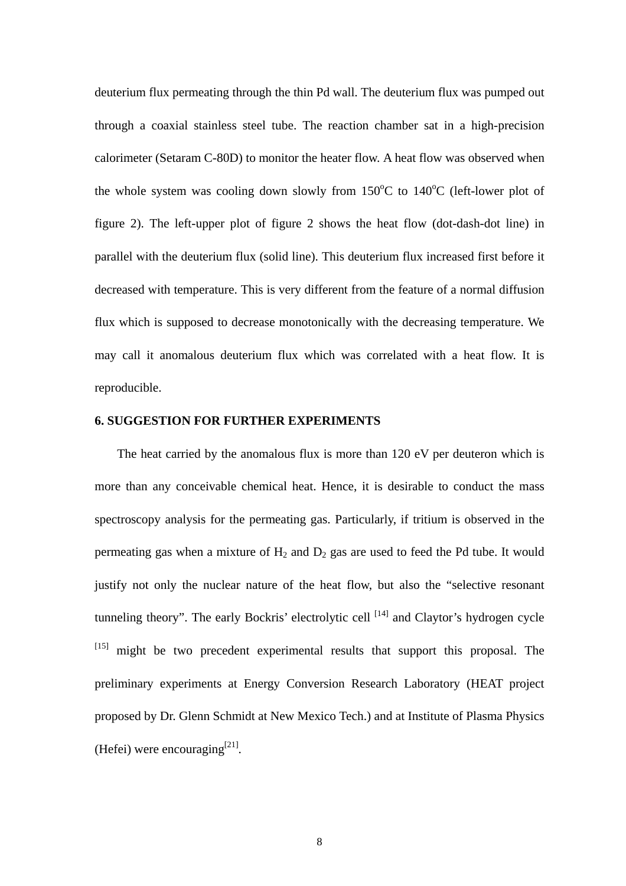deuterium flux permeating through the thin Pd wall. The deuterium flux was pumped out through a coaxial stainless steel tube. The reaction chamber sat in a high-precision calorimeter (Setaram C-80D) to monitor the heater flow. A heat flow was observed when the whole system was cooling down slowly from 150°C to 140°C (left-lower plot of figure 2). The left-upper plot of figure 2 shows the heat flow (dot-dash-dot line) in parallel with the deuterium flux (solid line). This deuterium flux increased first before it decreased with temperature. This is very different from the feature of a normal diffusion flux which is supposed to decrease monotonically with the decreasing temperature. We may call it anomalous deuterium flux which was correlated with a heat flow. It is reproducible.

## 6. SUGGESTION FOR FURTHER EXPERIMENTS

The heat carried by the anomalous flux is more than 120 eV per deuteron which is more than any conceivable chemical heat. Hence, it is desirable to conduct the mass spectroscopy analysis for the permeating gas. Particularly, if tritium is observed in the permeating gas when a mixture of $H_2$ and $D_2$ gas are used to feed the Pd tube. It would justify not only the nuclear nature of the heat flow, but also the "selective resonant tunneling theory". The early Bockris' electrolytic cell [14] and Claytor's hydrogen cycle [15] might be two precedent experimental results that support this proposal. The preliminary experiments at Energy Conversion Research Laboratory (HEAT project proposed by Dr. Glenn Schmidt at New Mexico Tech.) and at Institute of Plasma Physics (Hefei) were encouraging[21].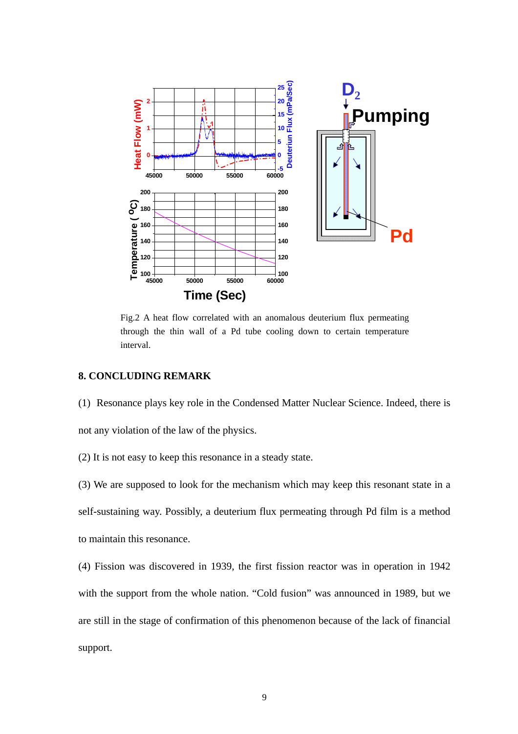Fig.2 A heat flow correlated with an anomalous deuterium flux permeating through the thin wall of a Pd tube cooling down to certain temperature interval.

### 8. CONCLUDING REMARK

(1) Resonance plays key role in the Condensed Matter Nuclear Science. Indeed, there is not any violation of the law of the physics.

(2) It is not easy to keep this resonance in a steady state.

(3) We are supposed to look for the mechanism which may keep this resonant state in a self-sustaining way. Possibly, a deuterium flux permeating through Pd film is a method to maintain this resonance.

(4) Fission was discovered in 1939, the first fission reactor was in operation in 1942 with the support from the whole nation. “Cold fusion” was announced in 1989, but we are still in the stage of confirmation of this phenomenon because of the lack of financial support.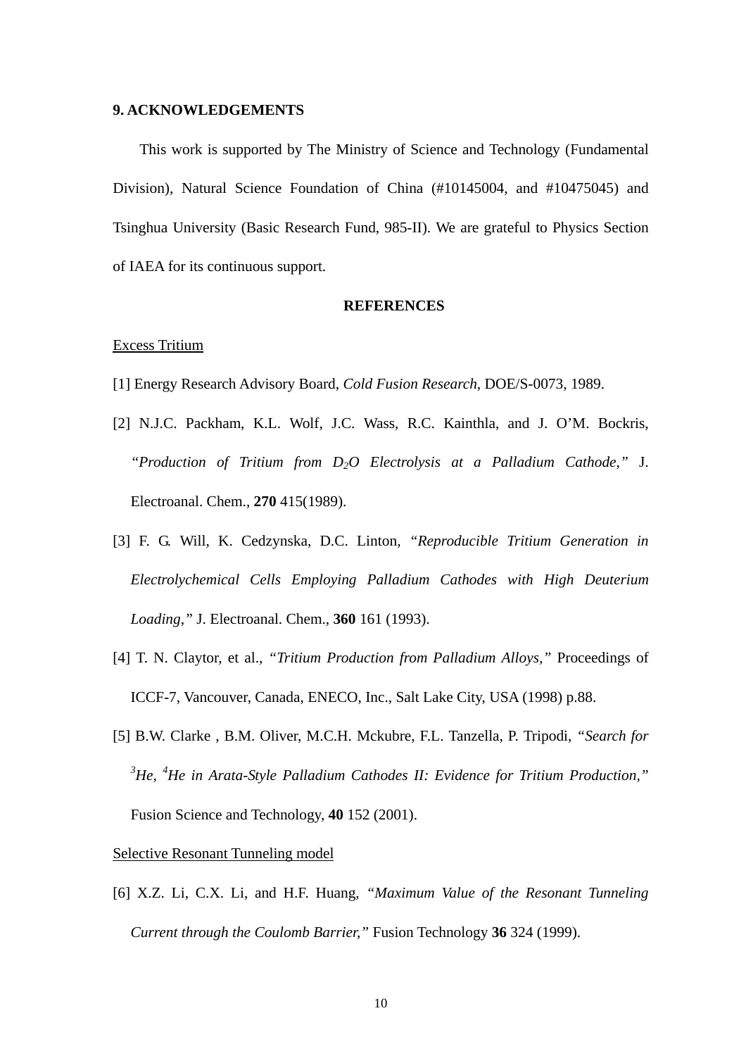## 9. ACKNOWLEDGEMENTS

This work is supported by The Ministry of Science and Technology (Fundamental Division), Natural Science Foundation of China (#10145004, and #10475045) and Tsinghua University (Basic Research Fund, 985-II). We are grateful to Physics Section of IAEA for its continuous support.

## REFERENCES

Excess Tritium

[1] Energy Research Advisory Board, *Cold Fusion Research*, DOE/S-0073, 1989.

[2] N.J.C. Packham, K.L. Wolf, J.C. Wass, R.C. Kainthla, and J. O'M. Bockris, *"Production of Tritium from $D_2O$ Electrolysis at a Palladium Cathode,"* J. Electroanal. Chem., **270** 415(1989).

[3] F. G. Will, K. Cedzynska, D.C. Linton, *"Reproducible Tritium Generation in Electrolychemical Cells Employing Palladium Cathodes with High Deuterium Loading,"* J. Electroanal. Chem., **360** 161 (1993).

[4] T. N. Claytor, et al., *"Tritium Production from Palladium Alloys,"* Proceedings of ICCF-7, Vancouver, Canada, ENECO, Inc., Salt Lake City, USA (1998) p.88.

[5] B.W. Clarke , B.M. Oliver, M.C.H. Mckubre, F.L. Tanzella, P. Tripodi, *"Search for $^3$He, $^4$He in Arata-Style Palladium Cathodes II: Evidence for Tritium Production,"* Fusion Science and Technology, **40** 152 (2001).

Selective Resonant Tunneling model

[6] X.Z. Li, C.X. Li, and H.F. Huang, *"Maximum Value of the Resonant Tunneling Current through the Coulomb Barrier,"* Fusion Technology **36** 324 (1999).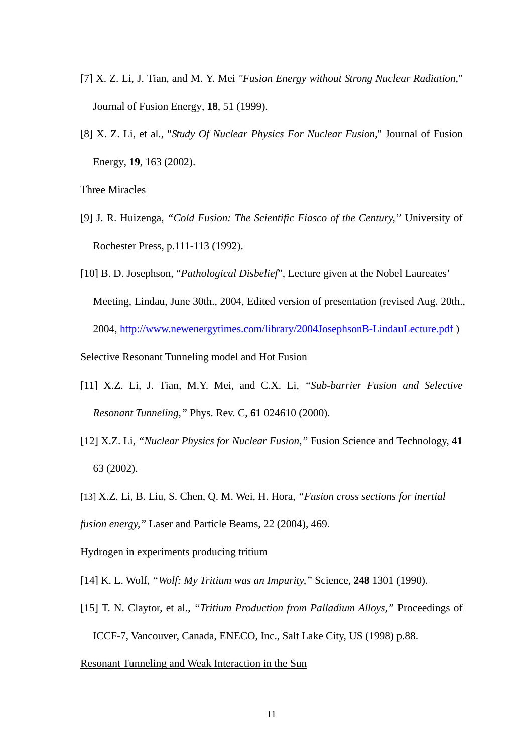[7] X. Z. Li, J. Tian, and M. Y. Mei *"Fusion Energy without Strong Nuclear Radiation*," Journal of Fusion Energy, **18**, 51 (1999).

[8] X. Z. Li, et al., "*Study Of Nuclear Physics For Nuclear Fusion*," Journal of Fusion Energy, **19**, 163 (2002).

<u>Three Miracles</u>

[9] J. R. Huizenga, *"Cold Fusion: The Scientific Fiasco of the Century,"* University of Rochester Press, p.111-113 (1992).

[10] B. D. Josephson, "*Pathological Disbelief*", Lecture given at the Nobel Laureates' Meeting, Lindau, June 30th., 2004, Edited version of presentation (revised Aug. 20th., 2004, http://www.newenergytimes.com/library/2004JosephsonB-LindauLecture.pdf )

<u>Selective Resonant Tunneling model and Hot Fusion</u>

[11] X.Z. Li, J. Tian, M.Y. Mei, and C.X. Li, *"Sub-barrier Fusion and Selective Resonant Tunneling,"* Phys. Rev. C, **61** 024610 (2000).

[12] X.Z. Li, *"Nuclear Physics for Nuclear Fusion,"* Fusion Science and Technology, **41** 63 (2002).

[13] X.Z. Li, B. Liu, S. Chen, Q. M. Wei, H. Hora, *"Fusion cross sections for inertial fusion energy,"* Laser and Particle Beams, 22 (2004), 469.

<u>Hydrogen in experiments producing tritium</u>

[14] K. L. Wolf, *"Wolf: My Tritium was an Impurity,"* Science, **248** 1301 (1990).

[15] T. N. Claytor, et al., *"Tritium Production from Palladium Alloys,"* Proceedings of ICCF-7, Vancouver, Canada, ENECO, Inc., Salt Lake City, US (1998) p.88.

<u>Resonant Tunneling and Weak Interaction in the Sun</u>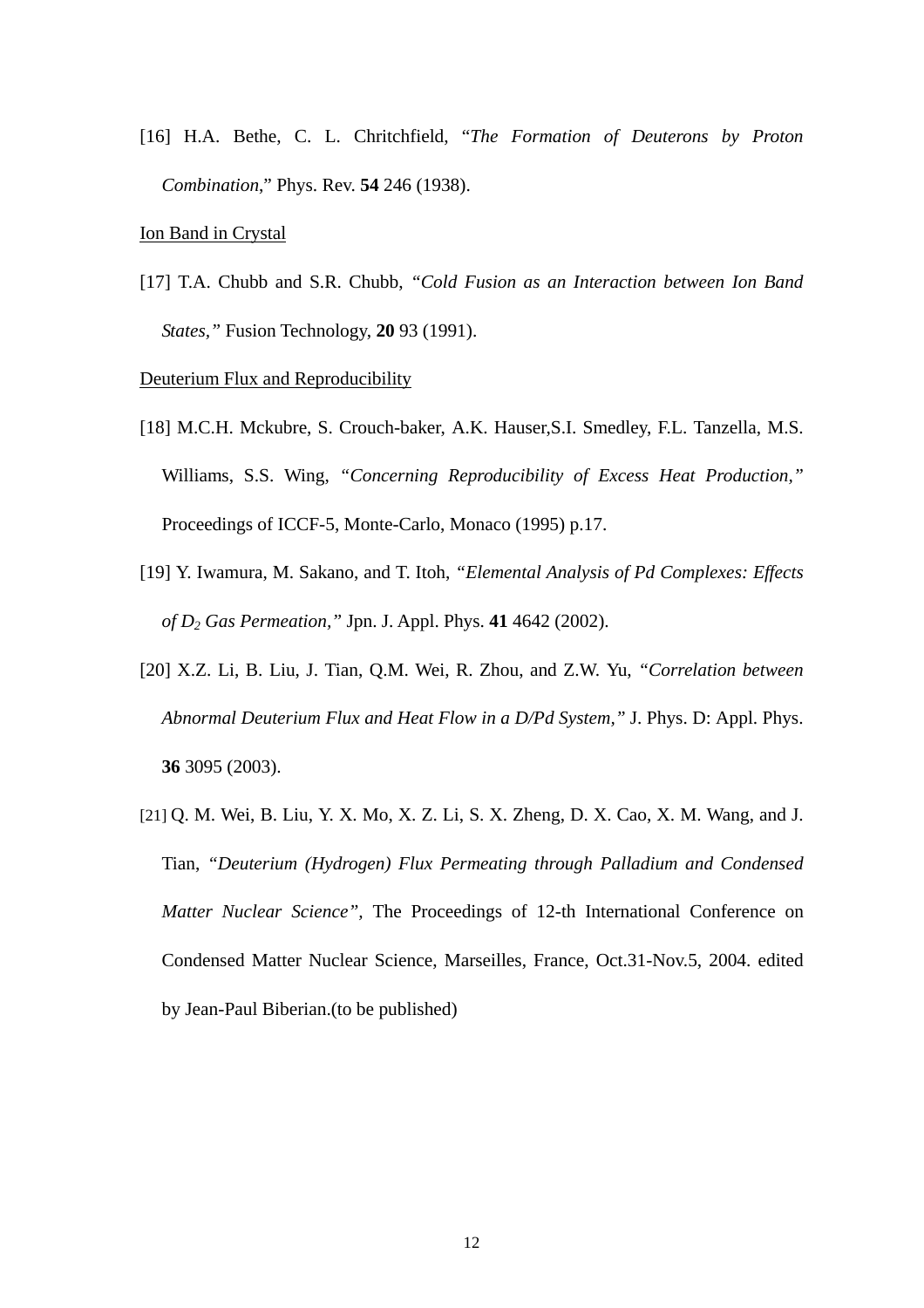[16] H.A. Bethe, C. L. Chritchfield, "*The Formation of Deuterons by Proton Combination*," Phys. Rev. **54** 246 (1938).

<u>Ion Band in Crystal</u>

[17] T.A. Chubb and S.R. Chubb, *"Cold Fusion as an Interaction between Ion Band States,"* Fusion Technology, **20** 93 (1991).

<u>Deuterium Flux and Reproducibility</u>

[18] M.C.H. Mckubre, S. Crouch-baker, A.K. Hauser,S.I. Smedley, F.L. Tanzella, M.S. Williams, S.S. Wing, *"Concerning Reproducibility of Excess Heat Production,"* Proceedings of ICCF-5, Monte-Carlo, Monaco (1995) p.17.

[19] Y. Iwamura, M. Sakano, and T. Itoh, *"Elemental Analysis of Pd Complexes: Effects of $D_2$ Gas Permeation,"* Jpn. J. Appl. Phys. **41** 4642 (2002).

[20] X.Z. Li, B. Liu, J. Tian, Q.M. Wei, R. Zhou, and Z.W. Yu, *"Correlation between Abnormal Deuterium Flux and Heat Flow in a D/Pd System,"* J. Phys. D: Appl. Phys. **36** 3095 (2003).

[21] Q. M. Wei, B. Liu, Y. X. Mo, X. Z. Li, S. X. Zheng, D. X. Cao, X. M. Wang, and J. Tian, *"Deuterium (Hydrogen) Flux Permeating through Palladium and Condensed Matter Nuclear Science",* The Proceedings of 12-th International Conference on Condensed Matter Nuclear Science, Marseilles, France, Oct.31-Nov.5, 2004. edited by Jean-Paul Biberian.(to be published)